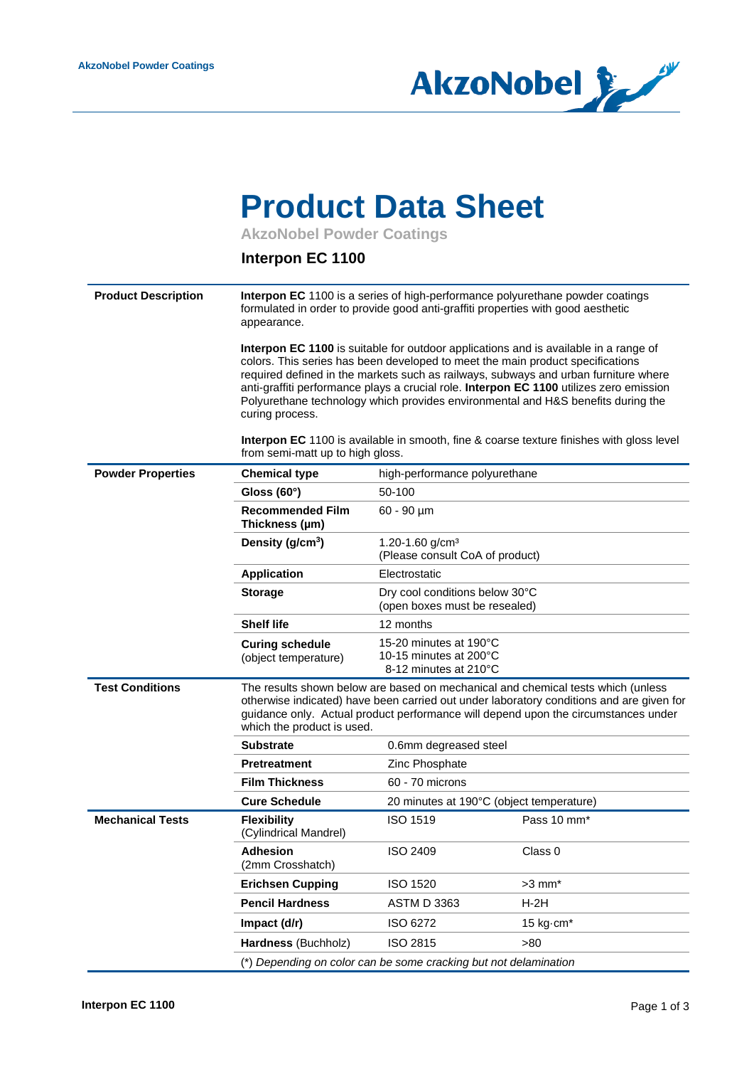AkzoNobel Powder Coatings

# Product Data Sheet

**AkzoNobel Powder Coatings**

## Interpon EC 1100

| | | | |
|---|---|---|---|
| **Product Description** | **Interpon EC** 1100 is a series of high-performance polyurethane powder coatings formulated in order to provide good anti-graffiti properties with good aesthetic appearance.<br><br>**Interpon EC 1100** is suitable for outdoor applications and is available in a range of colors. This series has been developed to meet the main product specifications required defined in the markets such as railways, subways and urban furniture where anti-graffiti performance plays a crucial role. **Interpon EC 1100** utilizes zero emission Polyurethane technology which provides environmental and H&S benefits during the curing process.<br><br>**Interpon EC** 1100 is available in smooth, fine & coarse texture finishes with gloss level from semi-matt up to high gloss. | | |
| **Powder Properties** | **Chemical type** | high-performance polyurethane | |
| | **Gloss (60°)** | 50-100 | |
| | **Recommended Film Thickness (µm)** | 60 - 90 µm | |
| | **Density (g/cm$^3$)** | 1.20-1.60 g/cm$^3$<br>(Please consult CoA of product) | |
| | **Application** | Electrostatic | |
| | **Storage** | Dry cool conditions below 30°C<br>(open boxes must be resealed) | |
| | **Shelf life** | 12 months | |
| | **Curing schedule** (object temperature) | 15-20 minutes at 190°C<br>10-15 minutes at 200°C<br>8-12 minutes at 210°C | |
| **Test Conditions** | The results shown below are based on mechanical and chemical tests which (unless otherwise indicated) have been carried out under laboratory conditions and are given for guidance only. Actual product performance will depend upon the circumstances under which the product is used. | | |
| | **Substrate** | 0.6mm degreased steel | |
| | **Pretreatment** | Zinc Phosphate | |
| | **Film Thickness** | 60 - 70 microns | |
| | **Cure Schedule** | 20 minutes at 190°C (object temperature) | |
| **Mechanical Tests** | **Flexibility** (Cylindrical Mandrel) | ISO 1519 | Pass 10 mm* |
| | **Adhesion** (2mm Crosshatch) | ISO 2409 | Class 0 |
| | **Erichsen Cupping** | ISO 1520 | >3 mm* |
| | **Pencil Hardness** | ASTM D 3363 | H-2H |
| | **Impact (d/r)** | ISO 6272 | 15 kg·cm* |
| | **Hardness** (Buchholz) | ISO 2815 | >80 |
| | (*) *Depending on color can be some cracking but not delamination* | | |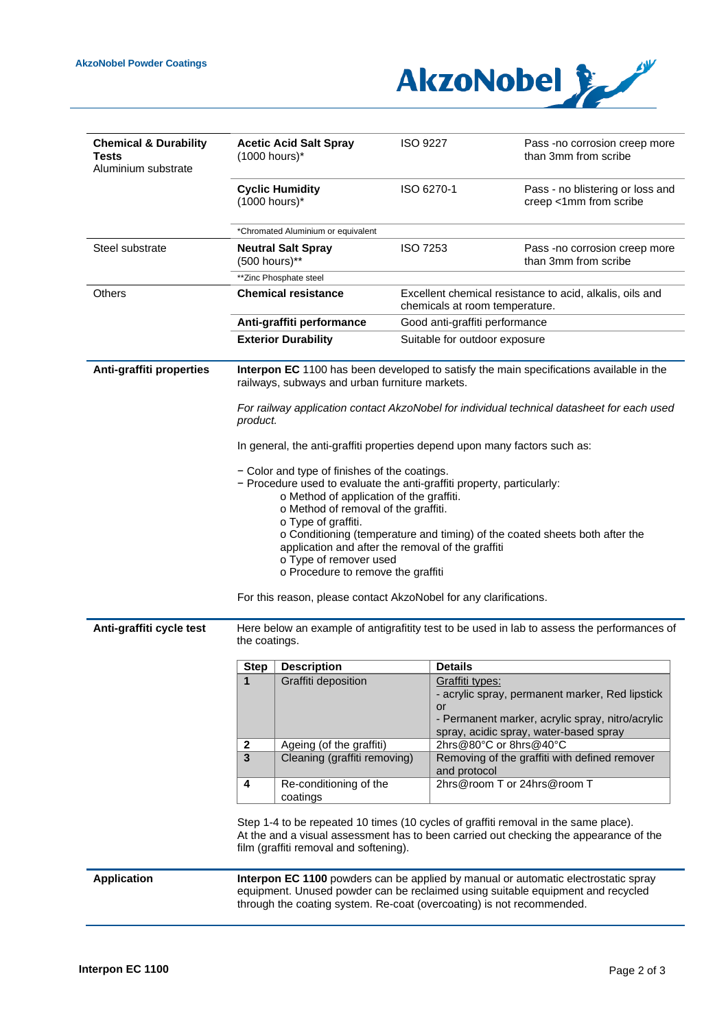| Chemical & Durability Tests | | | |
|---|---|---|---|
| **Aluminium substrate** | **Acetic Acid Salt Spray** (1000 hours)* | ISO 9227 | Pass -no corrosion creep more than 3mm from scribe |
| | **Cyclic Humidity** (1000 hours)* | ISO 6270-1 | Pass - no blistering or loss and creep <1mm from scribe |
| | *Chromated Aluminium or equivalent | | |
| Steel substrate | **Neutral Salt Spray** (500 hours)** | ISO 7253 | Pass -no corrosion creep more than 3mm from scribe |
| | **Zinc Phosphate steel | | |
| Others | **Chemical resistance** | Excellent chemical resistance to acid, alkalis, oils and chemicals at room temperature. | |
| | **Anti-graffiti performance** | Good anti-graffiti performance | |
| | **Exterior Durability** | Suitable for outdoor exposure | |

## Anti-graffiti properties

**Interpon EC** 1100 has been developed to satisfy the main specifications available in the railways, subways and urban furniture markets.

*For railway application contact AkzoNobel for individual technical datasheet for each used product.*

In general, the anti-graffiti properties depend upon many factors such as:

- Color and type of finishes of the coatings.
- Procedure used to evaluate the anti-graffiti property, particularly:
  - Method of application of the graffiti.
  - Method of removal of the graffiti.
  - Type of graffiti.
  - Conditioning (temperature and timing) of the coated sheets both after the application and after the removal of the graffiti
  - Type of remover used
  - Procedure to remove the graffiti

For this reason, please contact AkzoNobel for any clarifications.

## Anti-graffiti cycle test

Here below an example of antigrafitity test to be used in lab to assess the performances of the coatings.

| Step | Description | Details |
|---|---|---|
| **1** | Graffiti deposition | Graffiti types:<br>- acrylic spray, permanent marker, Red lipstick<br>or<br>- Permanent marker, acrylic spray, nitro/acrylic spray, acidic spray, water-based spray |
| **2** | Ageing (of the graffiti) | 2hrs@80°C or 8hrs@40°C |
| **3** | Cleaning (graffiti removing) | Removing of the graffiti with defined remover and protocol |
| **4** | Re-conditioning of the coatings | 2hrs@room T or 24hrs@room T |

Step 1-4 to be repeated 10 times (10 cycles of graffiti removal in the same place).
At the and a visual assessment has to been carried out checking the appearance of the film (graffiti removal and softening).

## Application

**Interpon EC 1100** powders can be applied by manual or automatic electrostatic spray equipment. Unused powder can be reclaimed using suitable equipment and recycled through the coating system. Re-coat (overcoating) is not recommended.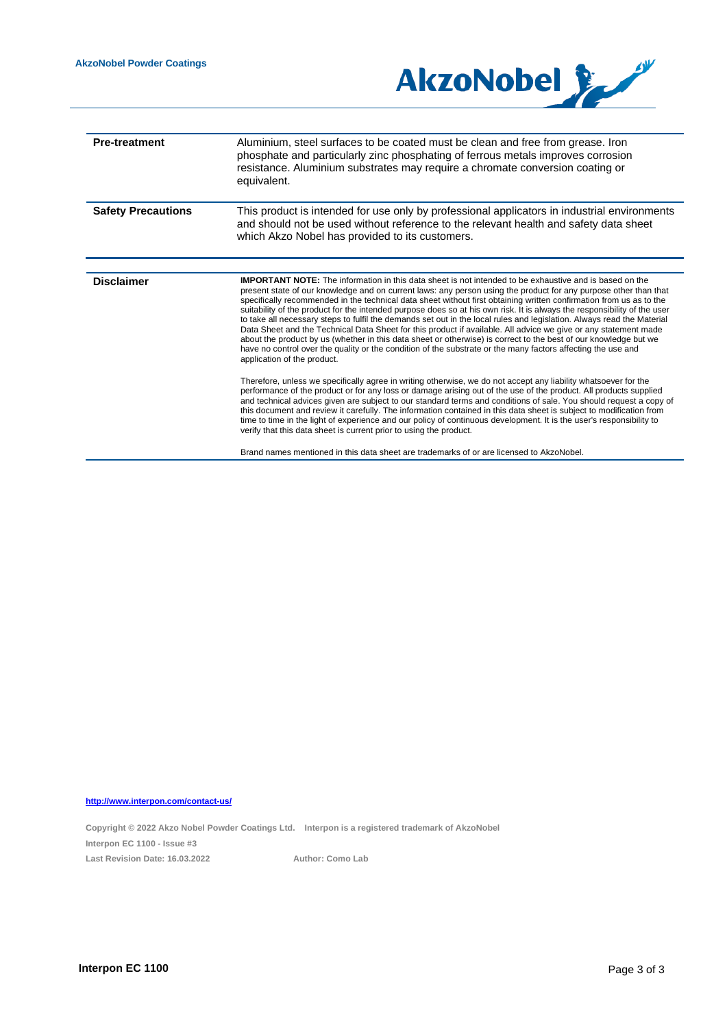| | |
|---|---|
| **Pre-treatment** | Aluminium, steel surfaces to be coated must be clean and free from grease. Iron phosphate and particularly zinc phosphating of ferrous metals improves corrosion resistance. Aluminium substrates may require a chromate conversion coating or equivalent. |
| **Safety Precautions** | This product is intended for use only by professional applicators in industrial environments and should not be used without reference to the relevant health and safety data sheet which Akzo Nobel has provided to its customers. |

**Disclaimer**

**IMPORTANT NOTE:** The information in this data sheet is not intended to be exhaustive and is based on the present state of our knowledge and on current laws: any person using the product for any purpose other than that specifically recommended in the technical data sheet without first obtaining written confirmation from us as to the suitability of the product for the intended purpose does so at his own risk. It is always the responsibility of the user to take all necessary steps to fulfil the demands set out in the local rules and legislation. Always read the Material Data Sheet and the Technical Data Sheet for this product if available. All advice we give or any statement made about the product by us (whether in this data sheet or otherwise) is correct to the best of our knowledge but we have no control over the quality or the condition of the substrate or the many factors affecting the use and application of the product.

Therefore, unless we specifically agree in writing otherwise, we do not accept any liability whatsoever for the performance of the product or for any loss or damage arising out of the use of the product. All products supplied and technical advices given are subject to our standard terms and conditions of sale. You should request a copy of this document and review it carefully. The information contained in this data sheet is subject to modification from time to time in the light of experience and our policy of continuous development. It is the user's responsibility to verify that this data sheet is current prior to using the product.

Brand names mentioned in this data sheet are trademarks of or are licensed to AkzoNobel.

http://www.interpon.com/contact-us/

Copyright © 2022 Akzo Nobel Powder Coatings Ltd. Interpon is a registered trademark of AkzoNobel

Interpon EC 1100 - Issue #3

Last Revision Date: 16.03.2022 Author: Como Lab